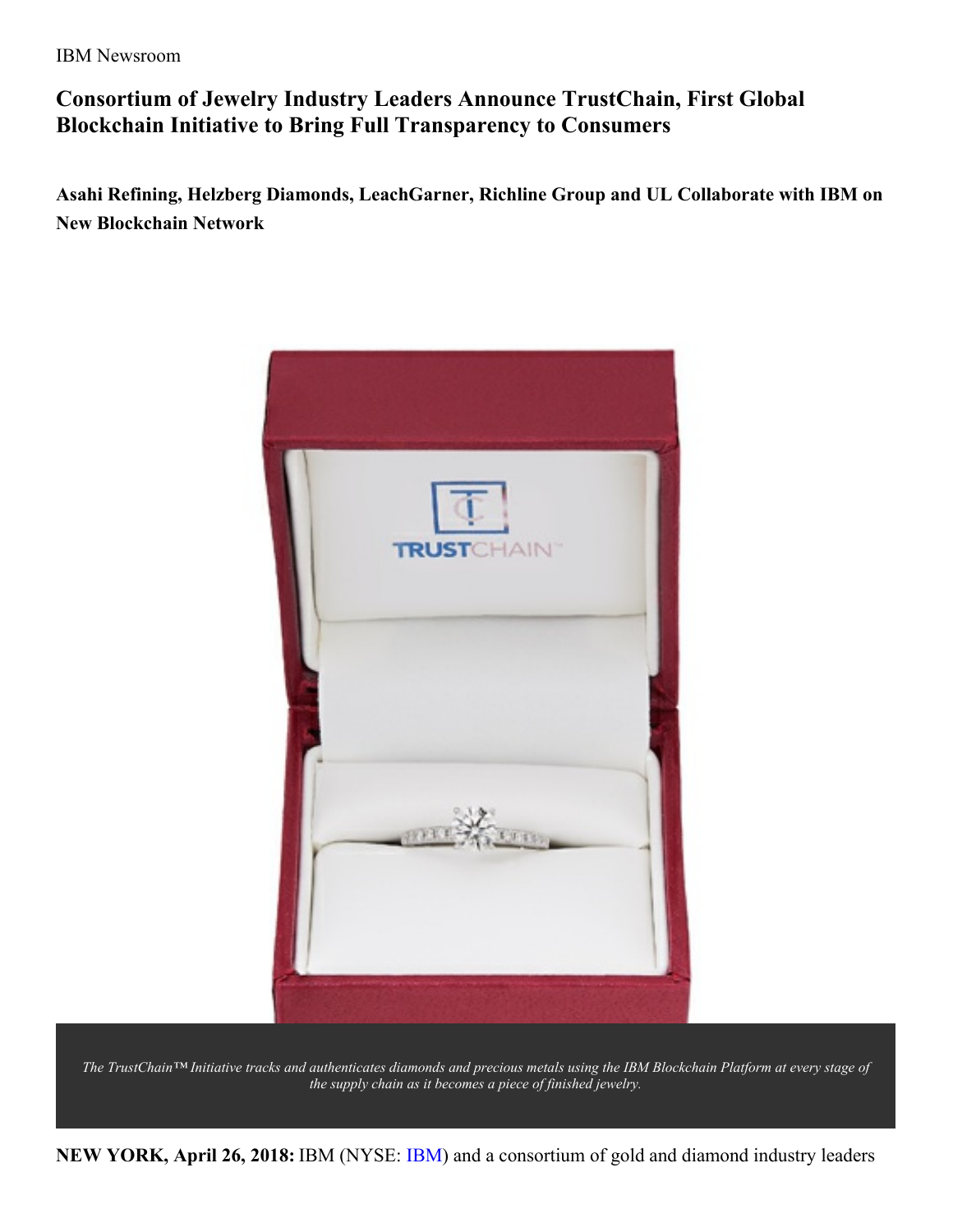IBM Newsroom

# Consortium of Jewelry Industry Leaders Announce TrustChain, First Global Blockchain Initiative to Bring Full Transparency to Consumers

**Asahi Refining, Helzberg Diamonds, LeachGarner, Richline Group and UL Collaborate with IBM on New Blockchain Network**

*The TrustChain™ Initiative tracks and authenticates diamonds and precious metals using the IBM Blockchain Platform at every stage of the supply chain as it becomes a piece of finished jewelry.*

**NEW YORK, April 26, 2018:** IBM (NYSE: IBM) and a consortium of gold and diamond industry leaders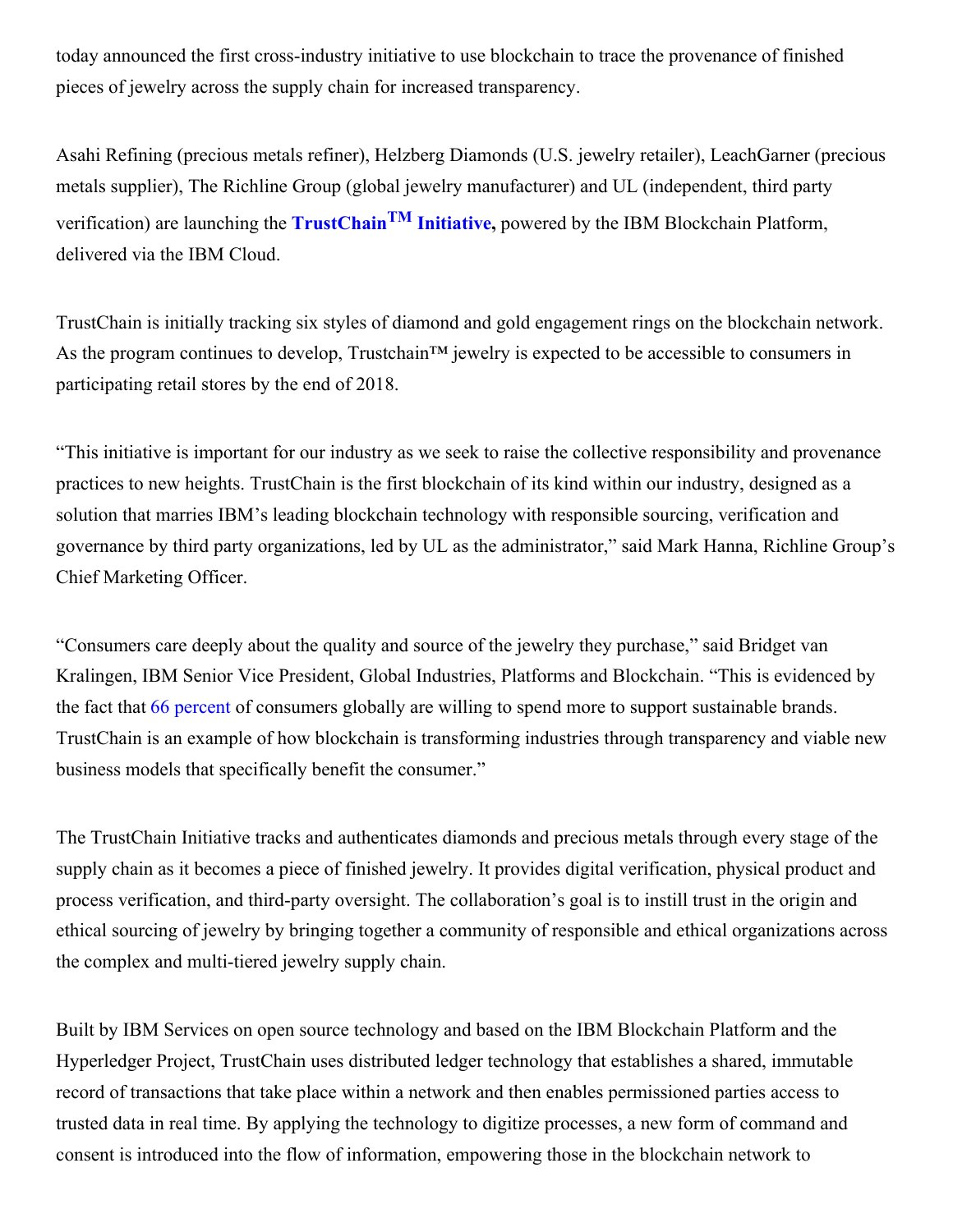today announced the first cross-industry initiative to use blockchain to trace the provenance of finished pieces of jewelry across the supply chain for increased transparency.

Asahi Refining (precious metals refiner), Helzberg Diamonds (U.S. jewelry retailer), LeachGarner (precious metals supplier), The Richline Group (global jewelry manufacturer) and UL (independent, third party verification) are launching the **TrustChain™ Initiative,** powered by the IBM Blockchain Platform, delivered via the IBM Cloud.

TrustChain is initially tracking six styles of diamond and gold engagement rings on the blockchain network. As the program continues to develop, Trustchain™ jewelry is expected to be accessible to consumers in participating retail stores by the end of 2018.

“This initiative is important for our industry as we seek to raise the collective responsibility and provenance practices to new heights. TrustChain is the first blockchain of its kind within our industry, designed as a solution that marries IBM’s leading blockchain technology with responsible sourcing, verification and governance by third party organizations, led by UL as the administrator,” said Mark Hanna, Richline Group’s Chief Marketing Officer.

“Consumers care deeply about the quality and source of the jewelry they purchase,” said Bridget van Kralingen, IBM Senior Vice President, Global Industries, Platforms and Blockchain. “This is evidenced by the fact that 66 percent of consumers globally are willing to spend more to support sustainable brands. TrustChain is an example of how blockchain is transforming industries through transparency and viable new business models that specifically benefit the consumer.”

The TrustChain Initiative tracks and authenticates diamonds and precious metals through every stage of the supply chain as it becomes a piece of finished jewelry. It provides digital verification, physical product and process verification, and third-party oversight. The collaboration’s goal is to instill trust in the origin and ethical sourcing of jewelry by bringing together a community of responsible and ethical organizations across the complex and multi-tiered jewelry supply chain.

Built by IBM Services on open source technology and based on the IBM Blockchain Platform and the Hyperledger Project, TrustChain uses distributed ledger technology that establishes a shared, immutable record of transactions that take place within a network and then enables permissioned parties access to trusted data in real time. By applying the technology to digitize processes, a new form of command and consent is introduced into the flow of information, empowering those in the blockchain network to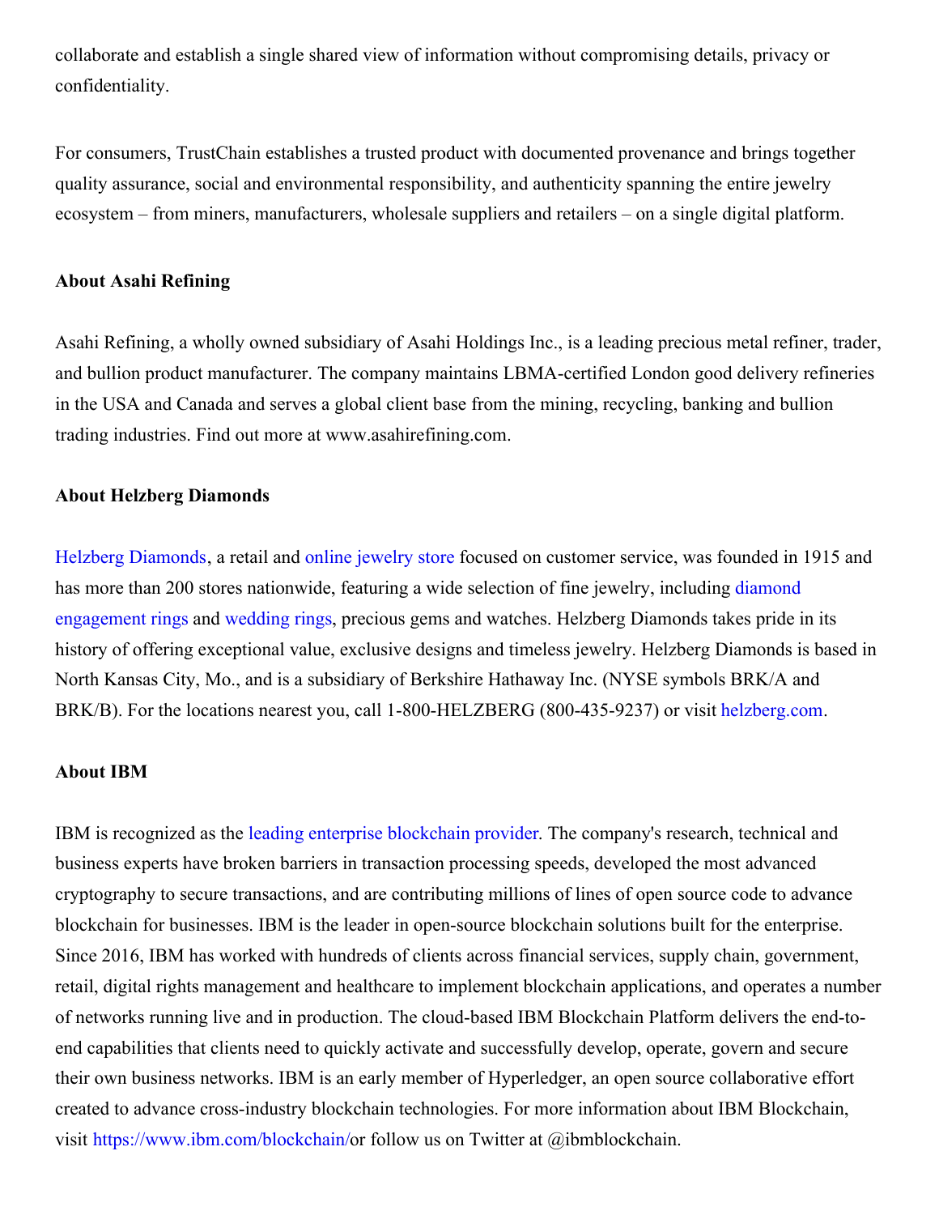collaborate and establish a single shared view of information without compromising details, privacy or confidentiality.

For consumers, TrustChain establishes a trusted product with documented provenance and brings together quality assurance, social and environmental responsibility, and authenticity spanning the entire jewelry ecosystem – from miners, manufacturers, wholesale suppliers and retailers – on a single digital platform.

**About Asahi Refining**

Asahi Refining, a wholly owned subsidiary of Asahi Holdings Inc., is a leading precious metal refiner, trader, and bullion product manufacturer. The company maintains LBMA-certified London good delivery refineries in the USA and Canada and serves a global client base from the mining, recycling, banking and bullion trading industries. Find out more at www.asahirefining.com.

**About Helzberg Diamonds**

Helzberg Diamonds, a retail and online jewelry store focused on customer service, was founded in 1915 and has more than 200 stores nationwide, featuring a wide selection of fine jewelry, including diamond engagement rings and wedding rings, precious gems and watches. Helzberg Diamonds takes pride in its history of offering exceptional value, exclusive designs and timeless jewelry. Helzberg Diamonds is based in North Kansas City, Mo., and is a subsidiary of Berkshire Hathaway Inc. (NYSE symbols BRK/A and BRK/B). For the locations nearest you, call 1-800-HELZBERG (800-435-9237) or visit helzberg.com.

**About IBM**

IBM is recognized as the leading enterprise blockchain provider. The company's research, technical and business experts have broken barriers in transaction processing speeds, developed the most advanced cryptography to secure transactions, and are contributing millions of lines of open source code to advance blockchain for businesses. IBM is the leader in open-source blockchain solutions built for the enterprise. Since 2016, IBM has worked with hundreds of clients across financial services, supply chain, government, retail, digital rights management and healthcare to implement blockchain applications, and operates a number of networks running live and in production. The cloud-based IBM Blockchain Platform delivers the end-to-end capabilities that clients need to quickly activate and successfully develop, operate, govern and secure their own business networks. IBM is an early member of Hyperledger, an open source collaborative effort created to advance cross-industry blockchain technologies. For more information about IBM Blockchain, visit https://www.ibm.com/blockchain/or follow us on Twitter at @ibmblockchain.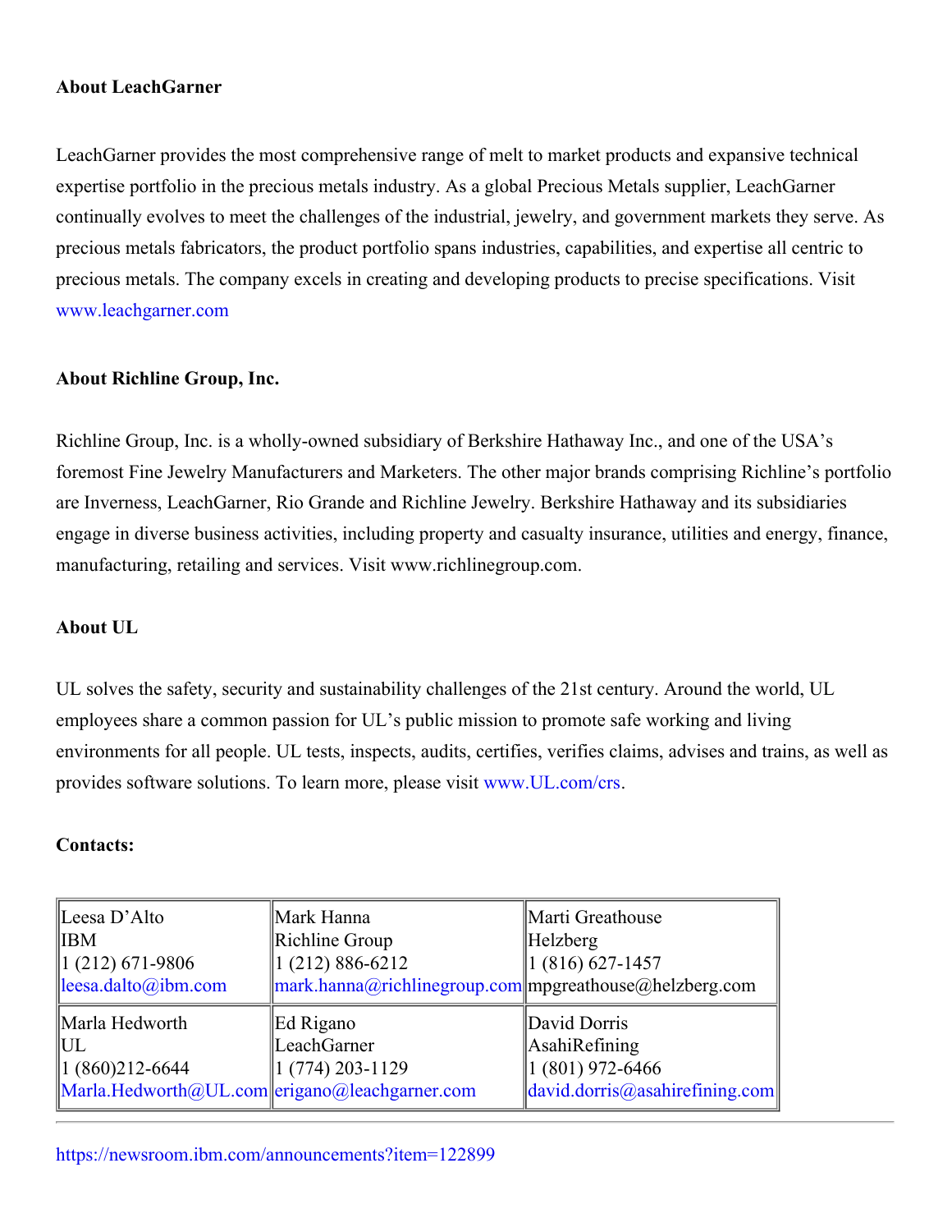**About LeachGarner**

LeachGarner provides the most comprehensive range of melt to market products and expansive technical expertise portfolio in the precious metals industry. As a global Precious Metals supplier, LeachGarner continually evolves to meet the challenges of the industrial, jewelry, and government markets they serve. As precious metals fabricators, the product portfolio spans industries, capabilities, and expertise all centric to precious metals. The company excels in creating and developing products to precise specifications. Visit www.leachgarner.com

**About Richline Group, Inc.**

Richline Group, Inc. is a wholly-owned subsidiary of Berkshire Hathaway Inc., and one of the USA's foremost Fine Jewelry Manufacturers and Marketers. The other major brands comprising Richline's portfolio are Inverness, LeachGarner, Rio Grande and Richline Jewelry. Berkshire Hathaway and its subsidiaries engage in diverse business activities, including property and casualty insurance, utilities and energy, finance, manufacturing, retailing and services. Visit www.richlinegroup.com.

**About UL**

UL solves the safety, security and sustainability challenges of the 21st century. Around the world, UL employees share a common passion for UL's public mission to promote safe working and living environments for all people. UL tests, inspects, audits, certifies, verifies claims, advises and trains, as well as provides software solutions. To learn more, please visit www.UL.com/crs.

**Contacts:**

| | | |
|---|---|---|
| Leesa D'Alto<br>IBM<br>1 (212) 671-9806<br>leesa.dalto@ibm.com | Mark Hanna<br>Richline Group<br>1 (212) 886-6212<br>mark.hanna@richlinegroup.com | Marti Greathouse<br>Helzberg<br>1 (816) 627-1457<br>mpgreathouse@helzberg.com |
| Marla Hedworth<br>UL<br>1 (860)212-6644<br>Marla.Hedworth@UL.com | Ed Rigano<br>LeachGarner<br>1 (774) 203-1129<br>erigano@leachgarner.com | David Dorris<br>AsahiRefining<br>1 (801) 972-6466<br>david.dorris@asahirefining.com |

https://newsroom.ibm.com/announcements?item=122899